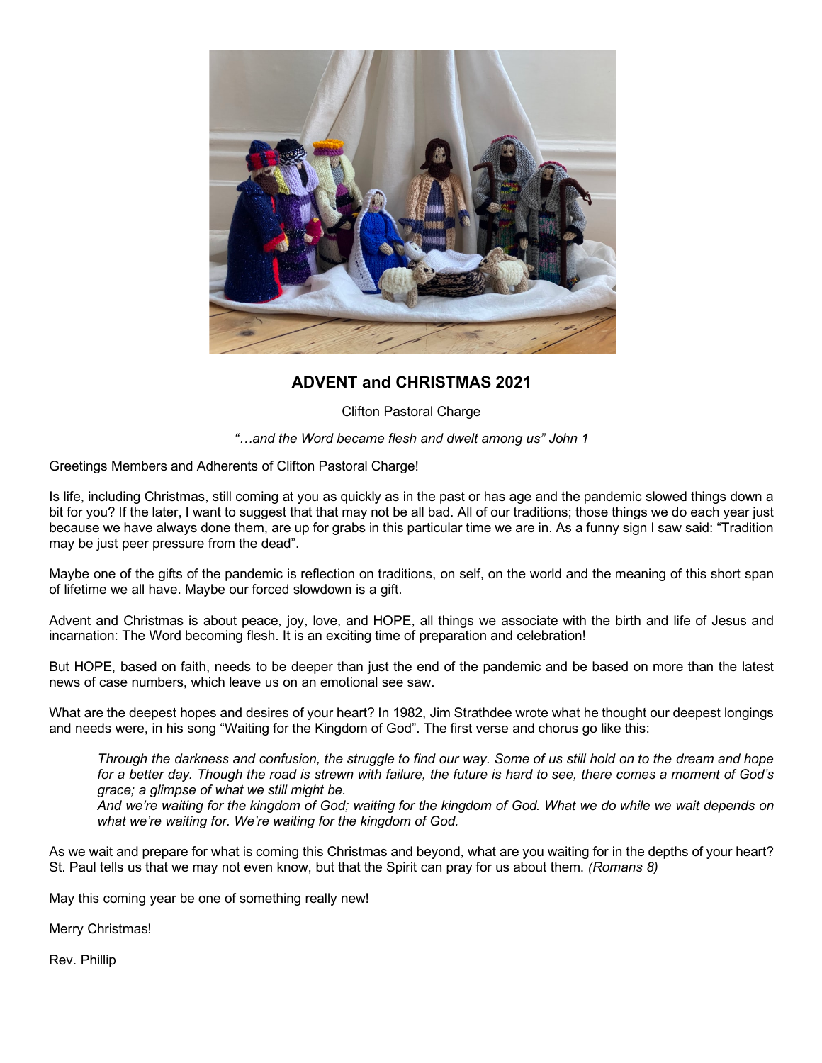## ADVENT and CHRISTMAS 2021

Clifton Pastoral Charge

*"…and the Word became flesh and dwelt among us" John 1*

Greetings Members and Adherents of Clifton Pastoral Charge!

Is life, including Christmas, still coming at you as quickly as in the past or has age and the pandemic slowed things down a bit for you? If the later, I want to suggest that that may not be all bad. All of our traditions; those things we do each year just because we have always done them, are up for grabs in this particular time we are in. As a funny sign I saw said: "Tradition may be just peer pressure from the dead".

Maybe one of the gifts of the pandemic is reflection on traditions, on self, on the world and the meaning of this short span of lifetime we all have. Maybe our forced slowdown is a gift.

Advent and Christmas is about peace, joy, love, and HOPE, all things we associate with the birth and life of Jesus and incarnation: The Word becoming flesh. It is an exciting time of preparation and celebration!

But HOPE, based on faith, needs to be deeper than just the end of the pandemic and be based on more than the latest news of case numbers, which leave us on an emotional see saw.

What are the deepest hopes and desires of your heart? In 1982, Jim Strathdee wrote what he thought our deepest longings and needs were, in his song "Waiting for the Kingdom of God". The first verse and chorus go like this:

> *Through the darkness and confusion, the struggle to find our way. Some of us still hold on to the dream and hope for a better day. Though the road is strewn with failure, the future is hard to see, there comes a moment of God's grace; a glimpse of what we still might be.*
> *And we're waiting for the kingdom of God; waiting for the kingdom of God. What we do while we wait depends on what we're waiting for. We're waiting for the kingdom of God.*

As we wait and prepare for what is coming this Christmas and beyond, what are you waiting for in the depths of your heart? St. Paul tells us that we may not even know, but that the Spirit can pray for us about them. *(Romans 8)*

May this coming year be one of something really new!

Merry Christmas!

Rev. Phillip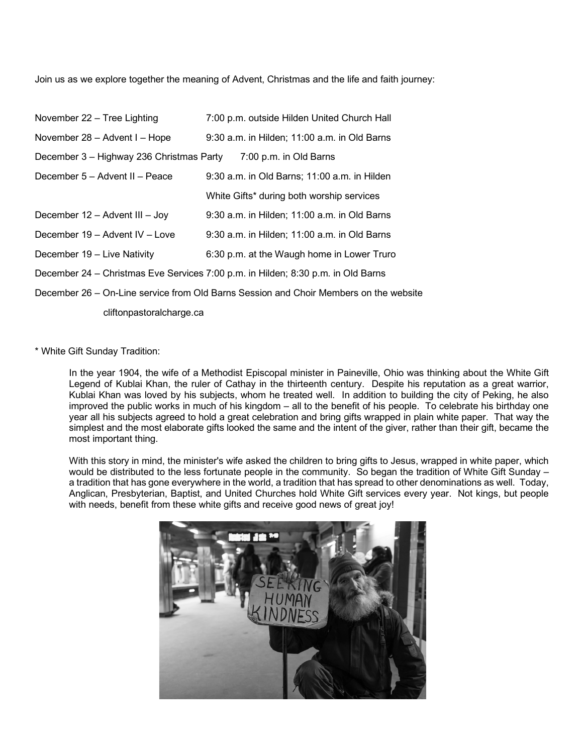Join us as we explore together the meaning of Advent, Christmas and the life and faith journey:

| | |
|---|---|
| November 22 – Tree Lighting | 7:00 p.m. outside Hilden United Church Hall |
| November 28 – Advent I – Hope | 9:30 a.m. in Hilden; 11:00 a.m. in Old Barns |
| December 3 – Highway 236 Christmas Party | 7:00 p.m. in Old Barns |
| December 5 – Advent II – Peace | 9:30 a.m. in Old Barns; 11:00 a.m. in Hilden |
| | White Gifts* during both worship services |
| December 12 – Advent III – Joy | 9:30 a.m. in Hilden; 11:00 a.m. in Old Barns |
| December 19 – Advent IV – Love | 9:30 a.m. in Hilden; 11:00 a.m. in Old Barns |
| December 19 – Live Nativity | 6:30 p.m. at the Waugh home in Lower Truro |

December 24 – Christmas Eve Services 7:00 p.m. in Hilden; 8:30 p.m. in Old Barns

December 26 – On-Line service from Old Barns Session and Choir Members on the website cliftonpastoralcharge.ca

\* White Gift Sunday Tradition:

In the year 1904, the wife of a Methodist Episcopal minister in Paineville, Ohio was thinking about the White Gift Legend of Kublai Khan, the ruler of Cathay in the thirteenth century. Despite his reputation as a great warrior, Kublai Khan was loved by his subjects, whom he treated well. In addition to building the city of Peking, he also improved the public works in much of his kingdom – all to the benefit of his people. To celebrate his birthday one year all his subjects agreed to hold a great celebration and bring gifts wrapped in plain white paper. That way the simplest and the most elaborate gifts looked the same and the intent of the giver, rather than their gift, became the most important thing.

With this story in mind, the minister's wife asked the children to bring gifts to Jesus, wrapped in white paper, which would be distributed to the less fortunate people in the community. So began the tradition of White Gift Sunday – a tradition that has gone everywhere in the world, a tradition that has spread to other denominations as well. Today, Anglican, Presbyterian, Baptist, and United Churches hold White Gift services every year. Not kings, but people with needs, benefit from these white gifts and receive good news of great joy!